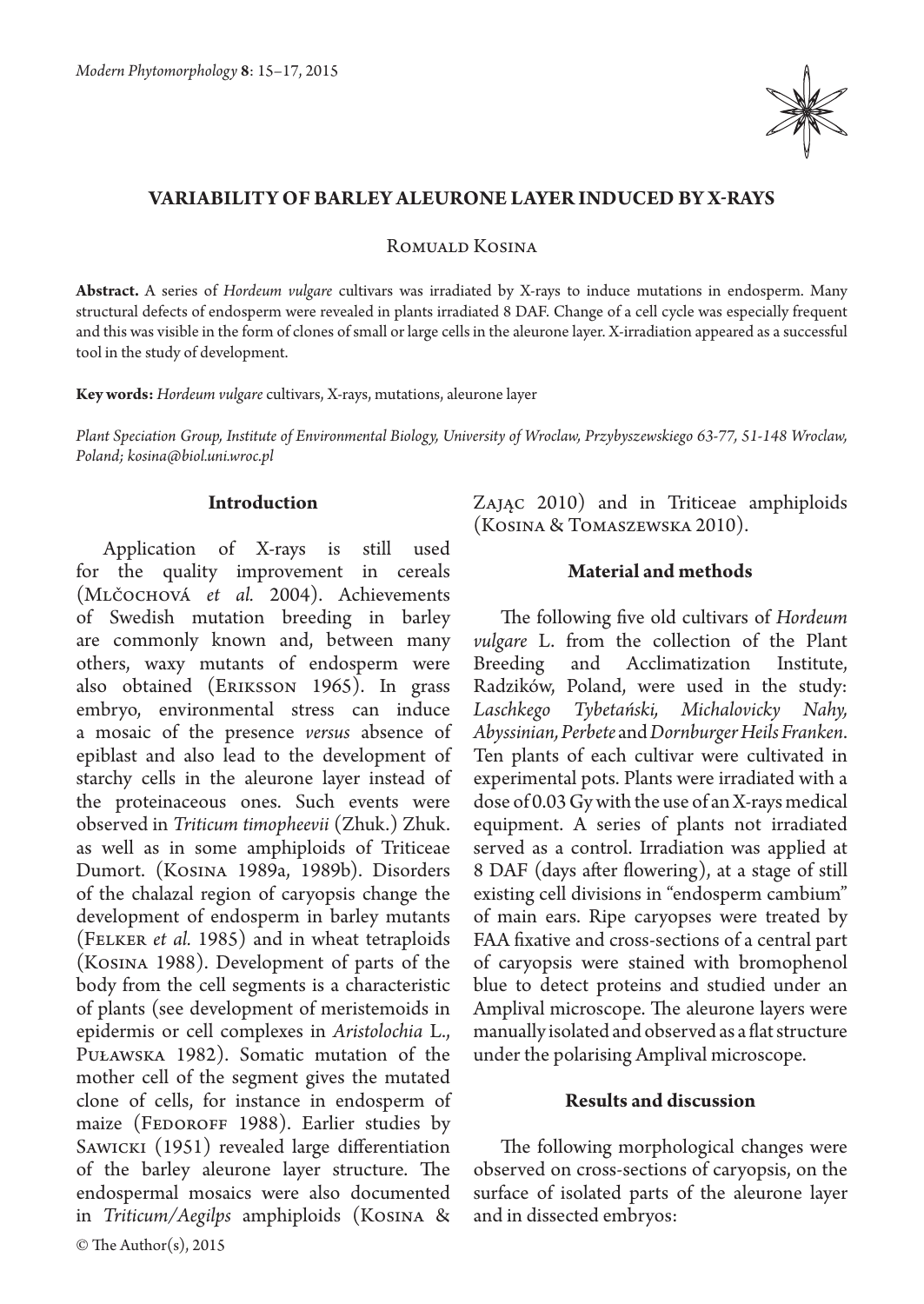# VARIABILITY OF BARLEY ALEURONE LAYER INDUCED BY X-RAYS

Romuald Kosina

**Abstract.** A series of *Hordeum vulgare* cultivars was irradiated by X-rays to induce mutations in endosperm. Many structural defects of endosperm were revealed in plants irradiated 8 DAF. Change of a cell cycle was especially frequent and this was visible in the form of clones of small or large cells in the aleurone layer. X-irradiation appeared as a successful tool in the study of development.

**Key words:** *Hordeum vulgare* cultivars, X-rays, mutations, aleurone layer

*Plant Speciation Group, Institute of Environmental Biology, University of Wroclaw, Przybyszewskiego 63-77, 51-148 Wroclaw, Poland; kosina@biol.uni.wroc.pl*

## Introduction

Application of X-rays is still used for the quality improvement in cereals (Mlčochová *et al.* 2004). Achievements of Swedish mutation breeding in barley are commonly known and, between many others, waxy mutants of endosperm were also obtained (Eriksson 1965). In grass embryo, environmental stress can induce a mosaic of the presence *versus* absence of epiblast and also lead to the development of starchy cells in the aleurone layer instead of the proteinaceous ones. Such events were observed in *Triticum timopheevii* (Zhuk.) Zhuk. as well as in some amphiploids of Triticeae Dumort. (Kosina 1989a, 1989b). Disorders of the chalazal region of caryopsis change the development of endosperm in barley mutants (Felker *et al.* 1985) and in wheat tetraploids (Kosina 1988). Development of parts of the body from the cell segments is a characteristic of plants (see development of meristemoids in epidermis or cell complexes in *Aristolochia* L., Puławska 1982). Somatic mutation of the mother cell of the segment gives the mutated clone of cells, for instance in endosperm of maize (Fedoroff 1988). Earlier studies by Sawicki (1951) revealed large differentiation of the barley aleurone layer structure. The endospermal mosaics were also documented in *Triticum/Aegilps* amphiploids (Kosina & Zając 2010) and in Triticeae amphiploids (Kosina & Tomaszewska 2010).

## Material and methods

The following five old cultivars of *Hordeum vulgare* L. from the collection of the Plant Breeding and Acclimatization Institute, Radzików, Poland, were used in the study: *Laschkego Tybetański, Michalovicky Nahy, Abyssinian, Perbete* and *Dornburger Heils Franken*. Ten plants of each cultivar were cultivated in experimental pots. Plants were irradiated with a dose of 0.03 Gy with the use of an X-rays medical equipment. A series of plants not irradiated served as a control. Irradiation was applied at 8 DAF (days after flowering), at a stage of still existing cell divisions in "endosperm cambium" of main ears. Ripe caryopses were treated by FAA fixative and cross-sections of a central part of caryopsis were stained with bromophenol blue to detect proteins and studied under an Amplival microscope. The aleurone layers were manually isolated and observed as a flat structure under the polarising Amplival microscope.

## Results and discussion

The following morphological changes were observed on cross-sections of caryopsis, on the surface of isolated parts of the aleurone layer and in dissected embryos:

© The Author(s), 2015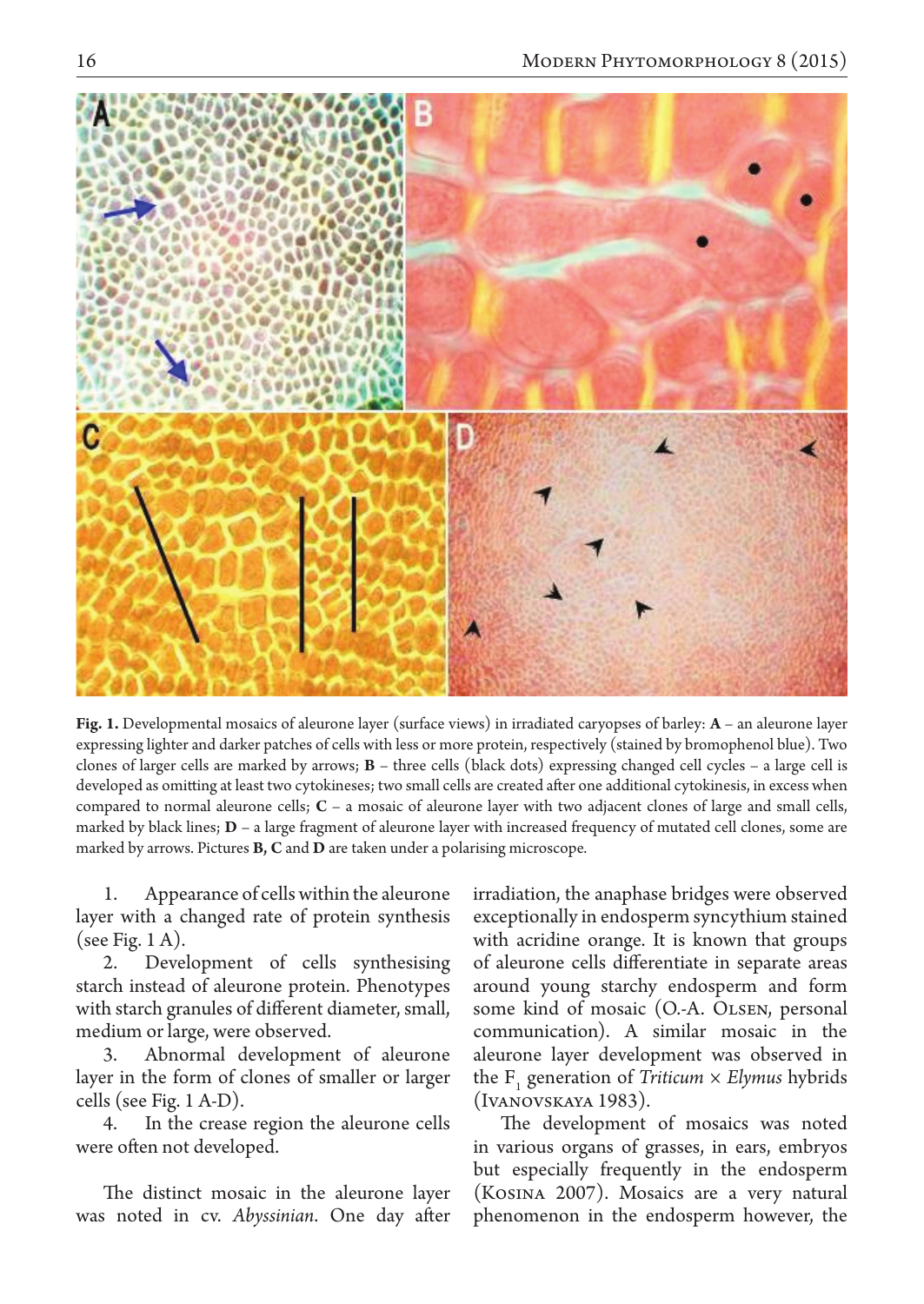**Fig. 1.** Developmental mosaics of aleurone layer (surface views) in irradiated caryopses of barley: **A** – an aleurone layer expressing lighter and darker patches of cells with less or more protein, respectively (stained by bromophenol blue). Two clones of larger cells are marked by arrows; **B** – three cells (black dots) expressing changed cell cycles – a large cell is developed as omitting at least two cytokineses; two small cells are created after one additional cytokinesis, in excess when compared to normal aleurone cells; **C** – a mosaic of aleurone layer with two adjacent clones of large and small cells, marked by black lines; **D** – a large fragment of aleurone layer with increased frequency of mutated cell clones, some are marked by arrows. Pictures **B, C** and **D** are taken under a polarising microscope.

1. Appearance of cells within the aleurone layer with a changed rate of protein synthesis (see Fig. 1 A).
2. Development of cells synthesising starch instead of aleurone protein. Phenotypes with starch granules of different diameter, small, medium or large, were observed.
3. Abnormal development of aleurone layer in the form of clones of smaller or larger cells (see Fig. 1 A-D).
4. In the crease region the aleurone cells were often not developed.

The distinct mosaic in the aleurone layer was noted in cv. *Abyssinian*. One day after irradiation, the anaphase bridges were observed exceptionally in endosperm syncythium stained with acridine orange. It is known that groups of aleurone cells differentiate in separate areas around young starchy endosperm and form some kind of mosaic (O.-A. Olsen, personal communication). A similar mosaic in the aleurone layer development was observed in the $F_1$ generation of *Triticum* × *Elymus* hybrids (Ivanovskaya 1983).

The development of mosaics was noted in various organs of grasses, in ears, embryos but especially frequently in the endosperm (Kosina 2007). Mosaics are a very natural phenomenon in the endosperm however, the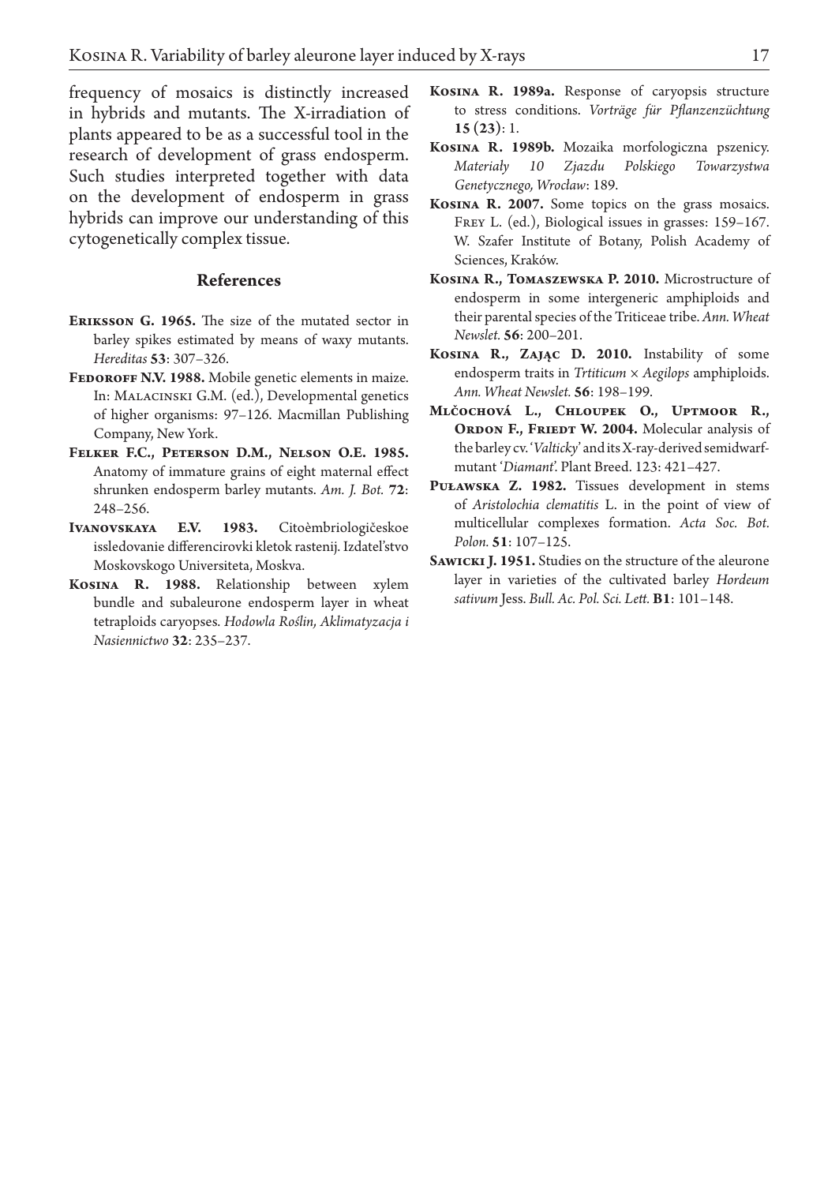frequency of mosaics is distinctly increased in hybrids and mutants. The X-irradiation of plants appeared to be as a successful tool in the research of development of grass endosperm. Such studies interpreted together with data on the development of endosperm in grass hybrids can improve our understanding of this cytogenetically complex tissue.

## References

**Eriksson G. 1965.** The size of the mutated sector in barley spikes estimated by means of waxy mutants. *Hereditas* **53**: 307–326.

**Fedoroff N.V. 1988.** Mobile genetic elements in maize. In: Malacinski G.M. (ed.), Developmental genetics of higher organisms: 97–126. Macmillan Publishing Company, New York.

**Felker F.C., Peterson D.M., Nelson O.E. 1985.** Anatomy of immature grains of eight maternal effect shrunken endosperm barley mutants. *Am. J. Bot.* **72**: 248–256.

**Ivanovskaya E.V. 1983.** Citoèmbriologičeskoe issledovanie differencirovki kletok rastenij. Izdatel'stvo Moskovskogo Universiteta, Moskva.

**Kosina R. 1988.** Relationship between xylem bundle and subaleurone endosperm layer in wheat tetraploids caryopses. *Hodowla Roślin, Aklimatyzacja i Nasiennictwo* **32**: 235–237.

**Kosina R. 1989a.** Response of caryopsis structure to stress conditions. *Vorträge für Pflanzenzüchtung* **15 (23)**: 1.

**Kosina R. 1989b.** Mozaika morfologiczna pszenicy. *Materiały 10 Zjazdu Polskiego Towarzystwa Genetycznego, Wrocław*: 189.

**Kosina R. 2007.** Some topics on the grass mosaics. Frey L. (ed.), Biological issues in grasses: 159–167. W. Szafer Institute of Botany, Polish Academy of Sciences, Kraków.

**Kosina R., Tomaszewska P. 2010.** Microstructure of endosperm in some intergeneric amphiploids and their parental species of the Triticeae tribe. *Ann. Wheat Newslet.* **56**: 200–201.

**Kosina R., Zając D. 2010.** Instability of some endosperm traits in *Trtiticum* × *Aegilops* amphiploids. *Ann. Wheat Newslet.* **56**: 198–199.

**Mlčochová L., Chloupek O., Uptmoor R., Ordon F., Friedt W. 2004.** Molecular analysis of the barley cv. '*Valticky*' and its X-ray-derived semidwarf-mutant '*Diamant*'. Plant Breed. 123: 421–427.

**Puławska Z. 1982.** Tissues development in stems of *Aristolochia clematitis* L. in the point of view of multicellular complexes formation. *Acta Soc. Bot. Polon.* **51**: 107–125.

**Sawicki J. 1951.** Studies on the structure of the aleurone layer in varieties of the cultivated barley *Hordeum sativum* Jess. *Bull. Ac. Pol. Sci. Lett.* **B1**: 101–148.